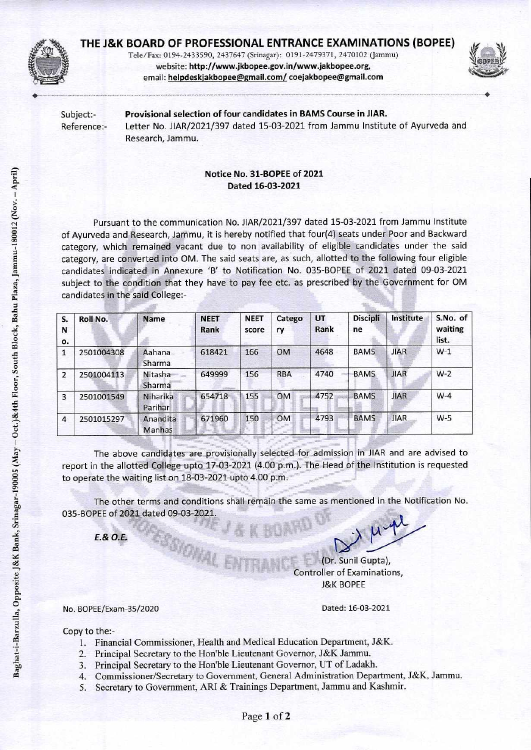# THE J&K BOARD OF PROFESSIONAL ENTRANCE EXAMINATIONS (BOPEE)

Tele/Fax: 0194-2433590, 2437647 (Srinagar): 0191-2479371, 2470102 (Jammu)
website: http://www.jkbopee.gov.in/www.jakbopee.org,
email: helpdeskjakbopee@gmail.com/ coejakbopee@gmail.com

Baghat-i-Barzulla, Opposite J&K Bank, Srinagar-190005 (May – Oct.)&4th Floor, South Block, Bahu Plaza, Jammu-180012 (Nov. – April)

Subject:- **Provisional selection of four candidates in BAMS Course in JIAR.**

Reference:- Letter No. JIAR/2021/397 dated 15-03-2021 from Jammu Institute of Ayurveda and Research, Jammu.

**Notice No. 31-BOPEE of 2021**
**Dated 16-03-2021**

Pursuant to the communication No. JIAR/2021/397 dated 15-03-2021 from Jammu Institute of Ayurveda and Research, Jammu, it is hereby notified that four(4) seats under Poor and Backward category, which remained vacant due to non availability of eligible candidates under the said category, are converted into OM. The said seats are, as such, allotted to the following four eligible candidates indicated in Annexure 'B' to Notification No. 035-BOPEE of 2021 dated 09-03-2021 subject to the condition that they have to pay fee etc. as prescribed by the Government for OM candidates in the said College:-

| S. No. | Roll No. | Name | NEET Rank | NEET score | Category | UT Rank | Discipline | Institute | S.No. of waiting list. |
|---|---|---|---|---|---|---|---|---|---|
| 1 | 2501004308 | Aahana Sharma | 618421 | 166 | OM | 4648 | BAMS | JIAR | W-1 |
| 2 | 2501004113 | Nitasha Sharma | 649999 | 156 | RBA | 4740 | BAMS | JIAR | W-2 |
| 3 | 2501001549 | Niharika Parihar | 654718 | 155 | OM | 4752 | BAMS | JIAR | W-4 |
| 4 | 2501015297 | Anandita Manhas | 671960 | 150 | OM | 4793 | BAMS | JIAR | W-5 |

The above candidates are provisionally selected for admission in JIAR and are advised to report in the allotted College upto 17-03-2021 (4.00 p.m.). The Head of the Institution is requested to operate the waiting list on 18-03-2021 upto 4.00 p.m.

The other terms and conditions shall remain the same as mentioned in the Notification No. 035-BOPEE of 2021 dated 09-03-2021.

*E.& O.E.*

(Dr. Sunil Gupta),
Controller of Examinations,
J&K BOPEE

No. BOPEE/Exam-35/2020 Dated: 16-03-2021

Copy to the:-

1. Financial Commissioner, Health and Medical Education Department, J&K.
2. Principal Secretary to the Hon'ble Lieutenant Governor, J&K Jammu.
3. Principal Secretary to the Hon'ble Lieutenant Governor, UT of Ladakh.
4. Commissioner/Secretary to Government, General Administration Department, J&K, Jammu.
5. Secretary to Government, ARI & Trainings Department, Jammu and Kashmir.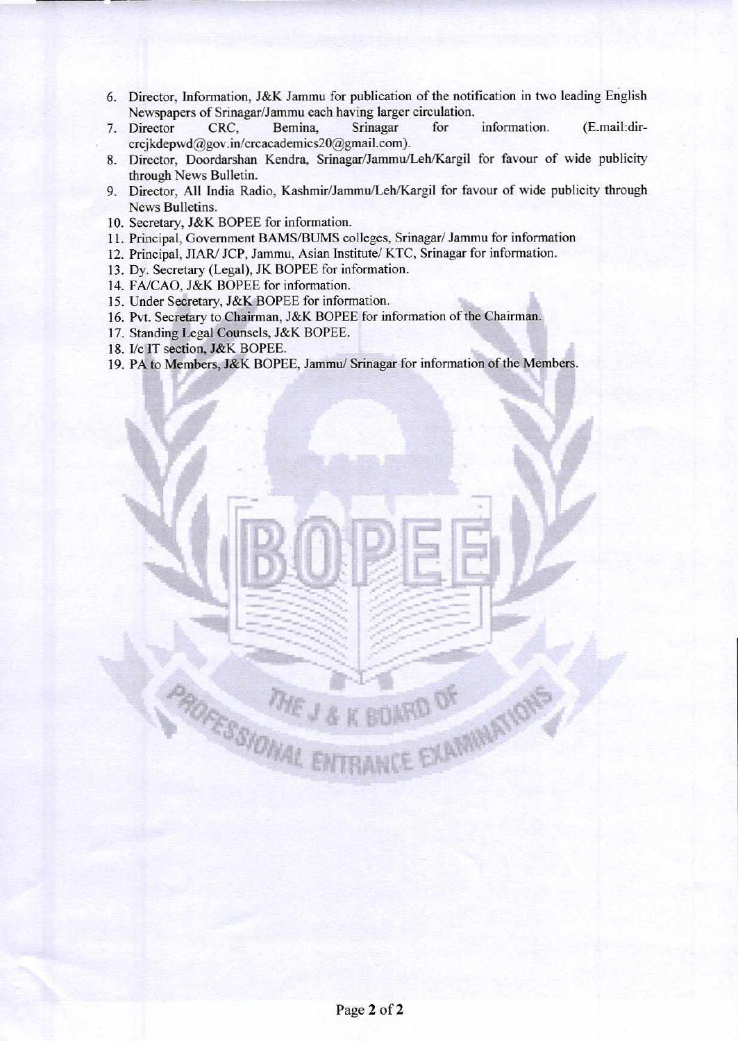6. Director, Information, J&K Jammu for publication of the notification in two leading English Newspapers of Srinagar/Jammu each having larger circulation.
7. Director CRC, Bemina, Srinagar for information. (E.mail:dir-crcjkdepwd@gov.in/crcacademics20@gmail.com).
8. Director, Doordarshan Kendra, Srinagar/Jammu/Leh/Kargil for favour of wide publicity through News Bulletin.
9. Director, All India Radio, Kashmir/Jammu/Leh/Kargil for favour of wide publicity through News Bulletins.
10. Secretary, J&K BOPEE for information.
11. Principal, Government BAMS/BUMS colleges, Srinagar/ Jammu for information
12. Principal, JIAR/ JCP, Jammu, Asian Institute/ KTC, Srinagar for information.
13. Dy. Secretary (Legal), JK BOPEE for information.
14. FA/CAO, J&K BOPEE for information.
15. Under Secretary, J&K BOPEE for information.
16. Pvt. Secretary to Chairman, J&K BOPEE for information of the Chairman.
17. Standing Legal Counsels, J&K BOPEE.
18. I/c IT section, J&K BOPEE.
19. PA to Members, J&K BOPEE, Jammu/ Srinagar for information of the Members.